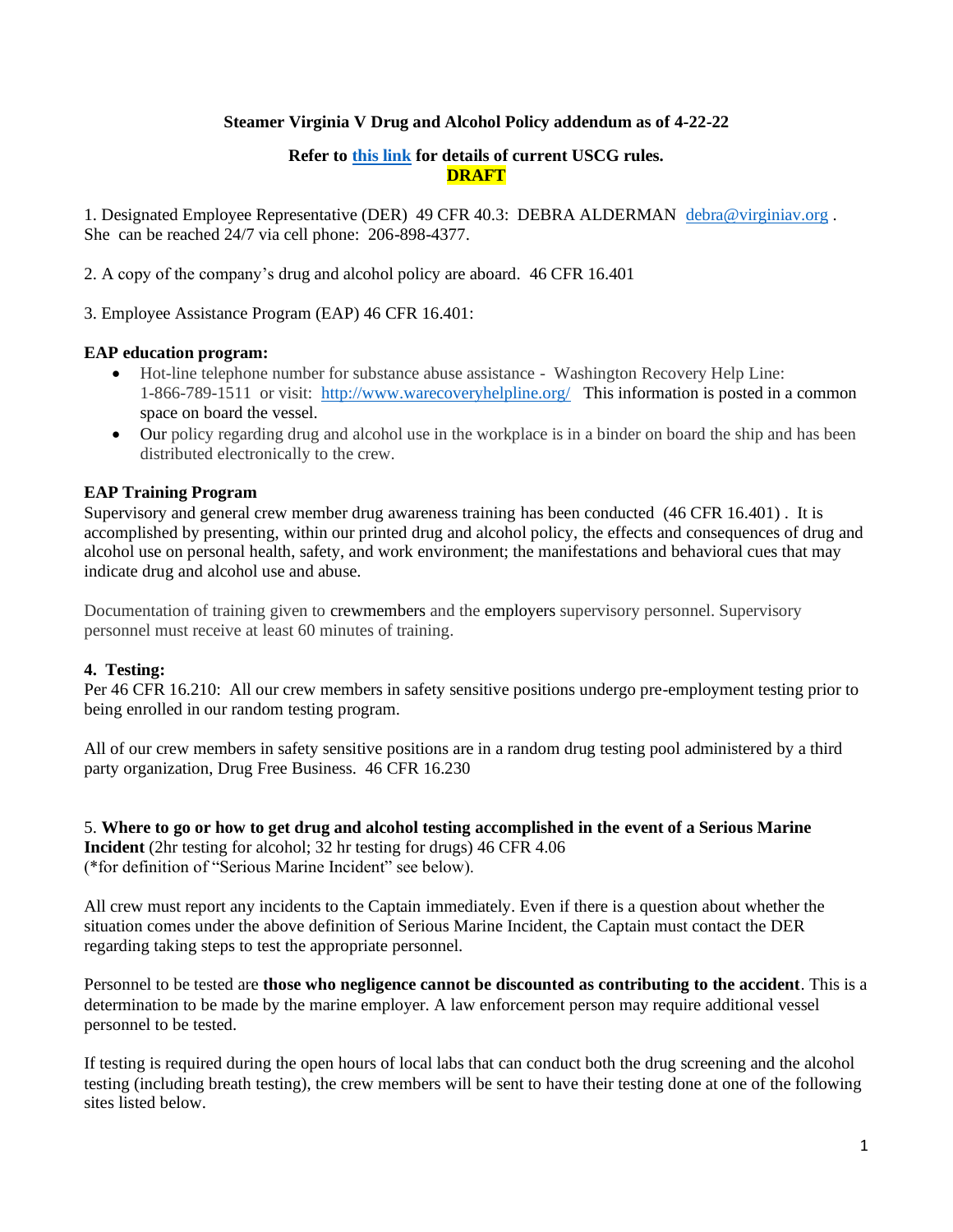**Steamer Virginia V Drug and Alcohol Policy addendum as of 4-22-22**

**Refer to this link for details of current USCG rules.**

**DRAFT**

1. Designated Employee Representative (DER) 49 CFR 40.3: DEBRA ALDERMAN debra@virginiav.org . She can be reached 24/7 via cell phone: 206-898-4377.

2. A copy of the company's drug and alcohol policy are aboard. 46 CFR 16.401

3. Employee Assistance Program (EAP) 46 CFR 16.401:

**EAP education program:**

- Hot-line telephone number for substance abuse assistance - Washington Recovery Help Line: 1-866-789-1511 or visit: http://www.warecoveryhelpline.org/ This information is posted in a common space on board the vessel.
- Our policy regarding drug and alcohol use in the workplace is in a binder on board the ship and has been distributed electronically to the crew.

**EAP Training Program**

Supervisory and general crew member drug awareness training has been conducted (46 CFR 16.401) . It is accomplished by presenting, within our printed drug and alcohol policy, the effects and consequences of drug and alcohol use on personal health, safety, and work environment; the manifestations and behavioral cues that may indicate drug and alcohol use and abuse.

Documentation of training given to crewmembers and the employers supervisory personnel. Supervisory personnel must receive at least 60 minutes of training.

**4. Testing:**

Per 46 CFR 16.210: All our crew members in safety sensitive positions undergo pre-employment testing prior to being enrolled in our random testing program.

All of our crew members in safety sensitive positions are in a random drug testing pool administered by a third party organization, Drug Free Business. 46 CFR 16.230

5. **Where to go or how to get drug and alcohol testing accomplished in the event of a Serious Marine Incident** (2hr testing for alcohol; 32 hr testing for drugs) 46 CFR 4.06 (*for definition of "Serious Marine Incident" see below).

All crew must report any incidents to the Captain immediately. Even if there is a question about whether the situation comes under the above definition of Serious Marine Incident, the Captain must contact the DER regarding taking steps to test the appropriate personnel.

Personnel to be tested are **those who negligence cannot be discounted as contributing to the accident**. This is a determination to be made by the marine employer. A law enforcement person may require additional vessel personnel to be tested.

If testing is required during the open hours of local labs that can conduct both the drug screening and the alcohol testing (including breath testing), the crew members will be sent to have their testing done at one of the following sites listed below.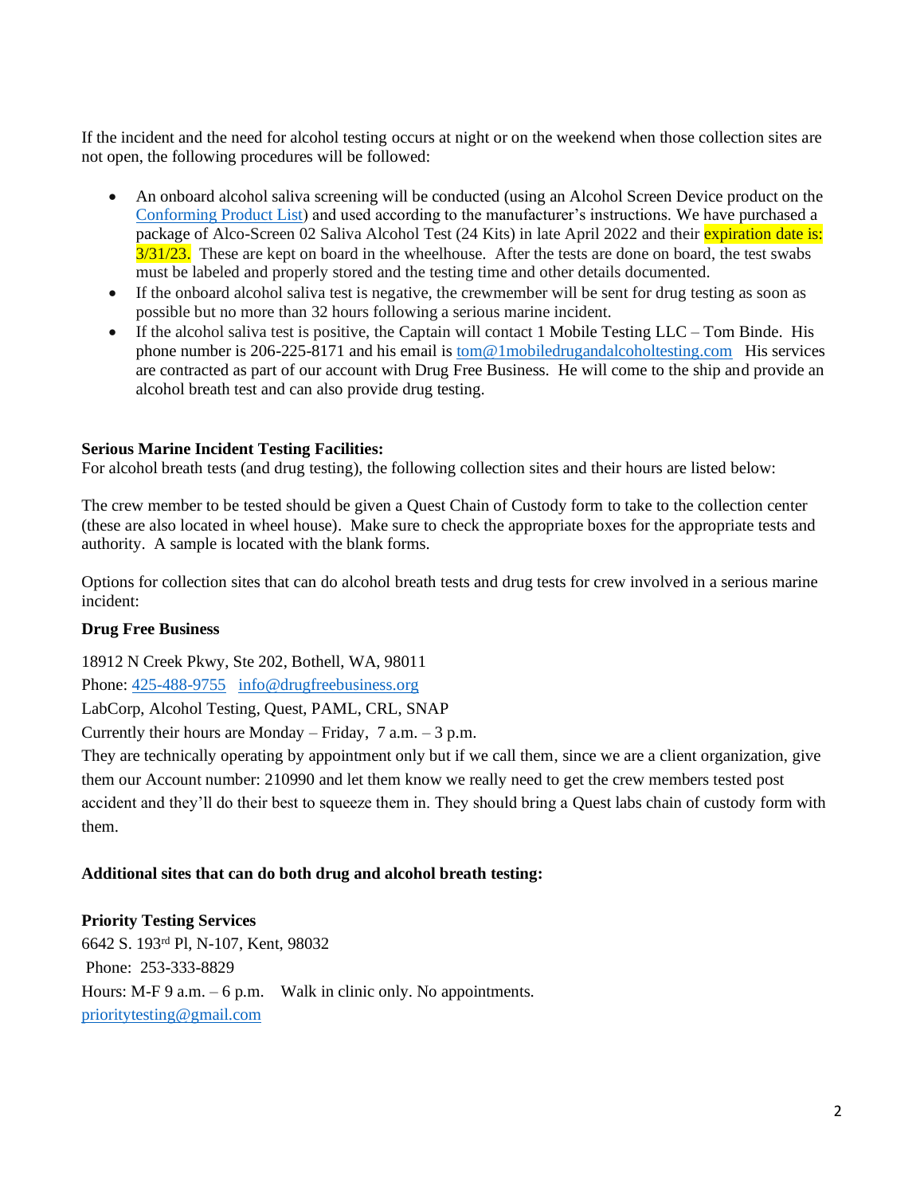If the incident and the need for alcohol testing occurs at night or on the weekend when those collection sites are not open, the following procedures will be followed:

- An onboard alcohol saliva screening will be conducted (using an Alcohol Screen Device product on the Conforming Product List) and used according to the manufacturer's instructions. We have purchased a package of Alco-Screen 02 Saliva Alcohol Test (24 Kits) in late April 2022 and their expiration date is: 3/31/23. These are kept on board in the wheelhouse. After the tests are done on board, the test swabs must be labeled and properly stored and the testing time and other details documented.
- If the onboard alcohol saliva test is negative, the crewmember will be sent for drug testing as soon as possible but no more than 32 hours following a serious marine incident.
- If the alcohol saliva test is positive, the Captain will contact 1 Mobile Testing LLC – Tom Binde. His phone number is 206-225-8171 and his email is tom@1mobiledrugandalcoholtesting.com His services are contracted as part of our account with Drug Free Business. He will come to the ship and provide an alcohol breath test and can also provide drug testing.

**Serious Marine Incident Testing Facilities:**
For alcohol breath tests (and drug testing), the following collection sites and their hours are listed below:

The crew member to be tested should be given a Quest Chain of Custody form to take to the collection center (these are also located in wheel house). Make sure to check the appropriate boxes for the appropriate tests and authority. A sample is located with the blank forms.

Options for collection sites that can do alcohol breath tests and drug tests for crew involved in a serious marine incident:

**Drug Free Business**

18912 N Creek Pkwy, Ste 202, Bothell, WA, 98011

Phone: 425-488-9755 info@drugfreebusiness.org

LabCorp, Alcohol Testing, Quest, PAML, CRL, SNAP

Currently their hours are Monday – Friday, 7 a.m. – 3 p.m.

They are technically operating by appointment only but if we call them, since we are a client organization, give them our Account number: 210990 and let them know we really need to get the crew members tested post accident and they'll do their best to squeeze them in. They should bring a Quest labs chain of custody form with them.

**Additional sites that can do both drug and alcohol breath testing:**

**Priority Testing Services**
6642 S. 193rd Pl, N-107, Kent, 98032
Phone: 253-333-8829
Hours: M-F 9 a.m. – 6 p.m. Walk in clinic only. No appointments.
prioritytesting@gmail.com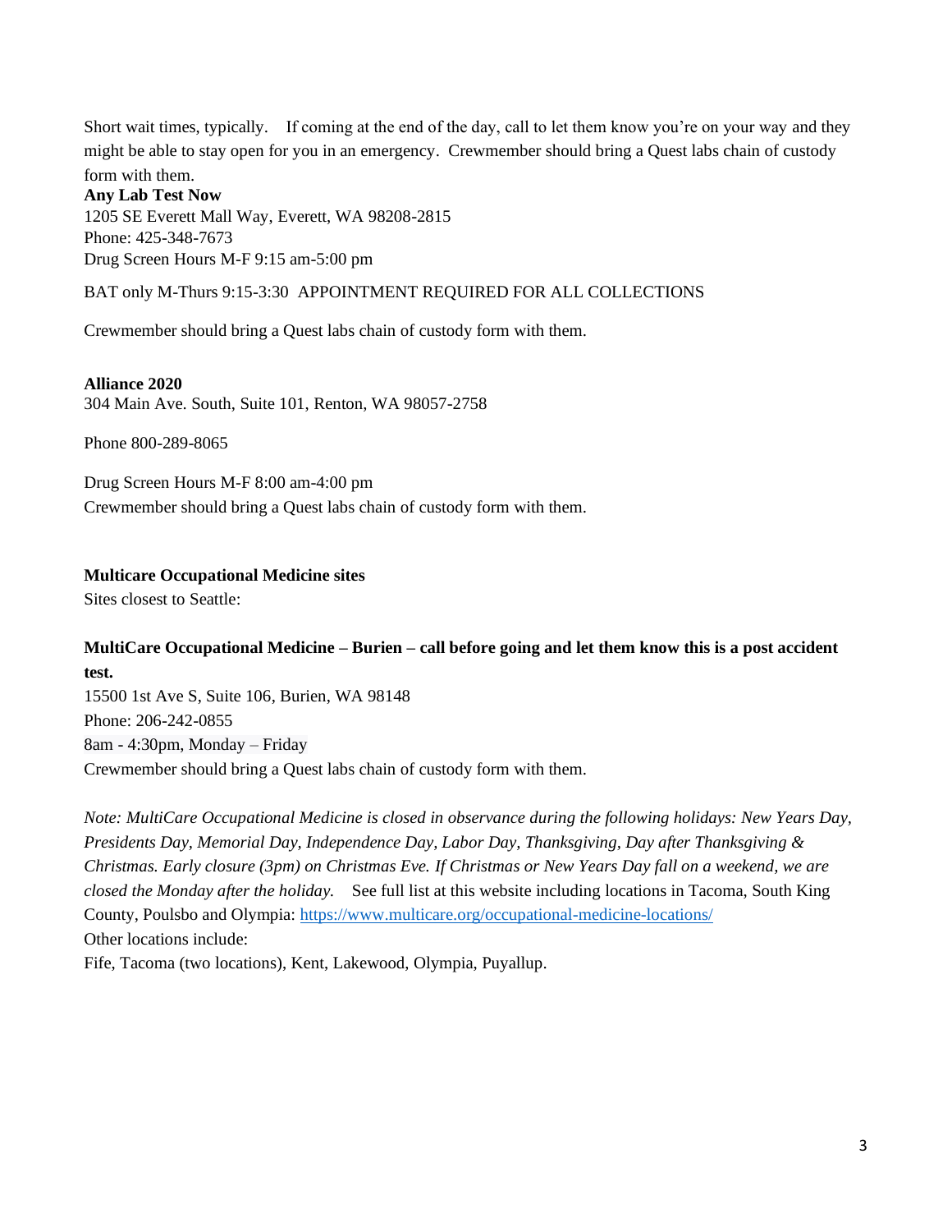Short wait times, typically. If coming at the end of the day, call to let them know you're on your way and they might be able to stay open for you in an emergency. Crewmember should bring a Quest labs chain of custody form with them.

**Any Lab Test Now**
1205 SE Everett Mall Way, Everett, WA 98208-2815
Phone: 425-348-7673
Drug Screen Hours M-F 9:15 am-5:00 pm

BAT only M-Thurs 9:15-3:30 APPOINTMENT REQUIRED FOR ALL COLLECTIONS

Crewmember should bring a Quest labs chain of custody form with them.

**Alliance 2020**
304 Main Ave. South, Suite 101, Renton, WA 98057-2758

Phone 800-289-8065

Drug Screen Hours M-F 8:00 am-4:00 pm
Crewmember should bring a Quest labs chain of custody form with them.

**Multicare Occupational Medicine sites**
Sites closest to Seattle:

**MultiCare Occupational Medicine – Burien – call before going and let them know this is a post accident test.**
15500 1st Ave S, Suite 106, Burien, WA 98148
Phone: 206-242-0855
8am - 4:30pm, Monday – Friday
Crewmember should bring a Quest labs chain of custody form with them.

*Note: MultiCare Occupational Medicine is closed in observance during the following holidays: New Years Day, Presidents Day, Memorial Day, Independence Day, Labor Day, Thanksgiving, Day after Thanksgiving & Christmas. Early closure (3pm) on Christmas Eve. If Christmas or New Years Day fall on a weekend, we are closed the Monday after the holiday.* See full list at this website including locations in Tacoma, South King County, Poulsbo and Olympia: https://www.multicare.org/occupational-medicine-locations/
Other locations include:
Fife, Tacoma (two locations), Kent, Lakewood, Olympia, Puyallup.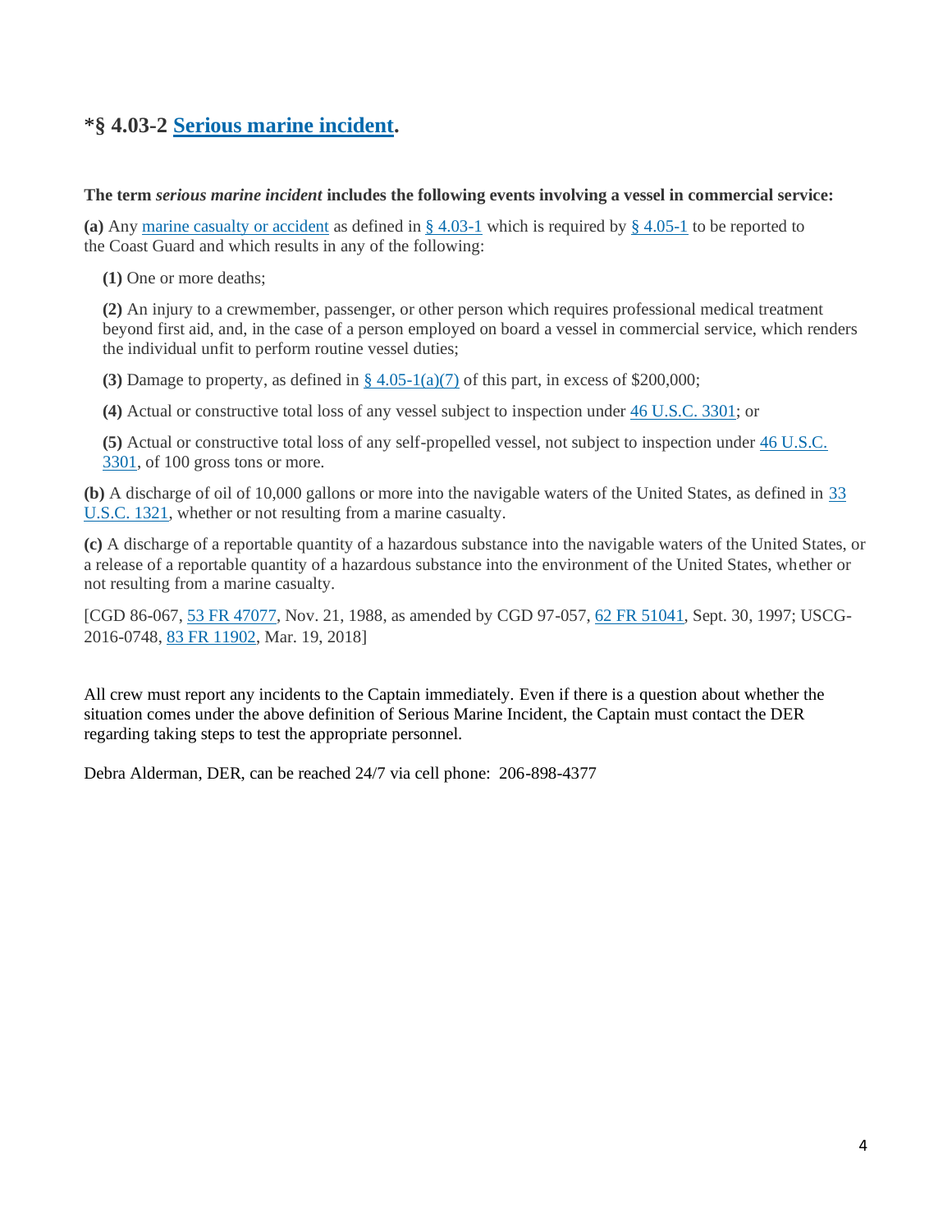## *§ 4.03-2 Serious marine incident.

**The term *serious marine incident* includes the following events involving a vessel in commercial service:**

**(a)** Any marine casualty or accident as defined in § 4.03-1 which is required by § 4.05-1 to be reported to the Coast Guard and which results in any of the following:

**(1)** One or more deaths;

**(2)** An injury to a crewmember, passenger, or other person which requires professional medical treatment beyond first aid, and, in the case of a person employed on board a vessel in commercial service, which renders the individual unfit to perform routine vessel duties;

**(3)** Damage to property, as defined in § 4.05-1(a)(7) of this part, in excess of $200,000;

**(4)** Actual or constructive total loss of any vessel subject to inspection under 46 U.S.C. 3301; or

**(5)** Actual or constructive total loss of any self-propelled vessel, not subject to inspection under 46 U.S.C. 3301, of 100 gross tons or more.

**(b)** A discharge of oil of 10,000 gallons or more into the navigable waters of the United States, as defined in 33 U.S.C. 1321, whether or not resulting from a marine casualty.

**(c)** A discharge of a reportable quantity of a hazardous substance into the navigable waters of the United States, or a release of a reportable quantity of a hazardous substance into the environment of the United States, whether or not resulting from a marine casualty.

[CGD 86-067, 53 FR 47077, Nov. 21, 1988, as amended by CGD 97-057, 62 FR 51041, Sept. 30, 1997; USCG-2016-0748, 83 FR 11902, Mar. 19, 2018]

All crew must report any incidents to the Captain immediately. Even if there is a question about whether the situation comes under the above definition of Serious Marine Incident, the Captain must contact the DER regarding taking steps to test the appropriate personnel.

Debra Alderman, DER, can be reached 24/7 via cell phone: 206-898-4377